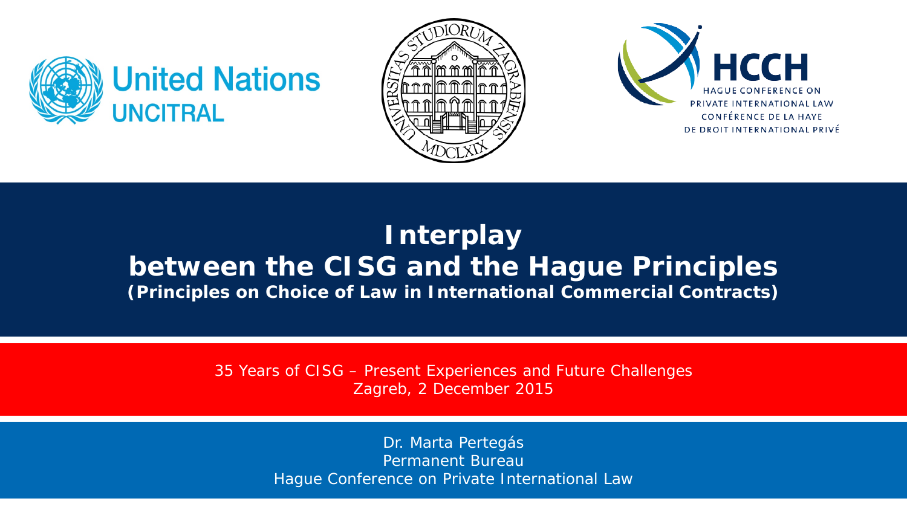United Nations
UNCITRAL

HCCH
HAGUE CONFERENCE ON PRIVATE INTERNATIONAL LAW
CONFÉRENCE DE LA HAYE DE DROIT INTERNATIONAL PRIVÉ

# Interplay between the CISG and the Hague Principles

**(Principles on Choice of Law in International Commercial Contracts)**

35 Years of CISG – Present Experiences and Future Challenges
Zagreb, 2 December 2015

Dr. Marta Pertegás
Permanent Bureau
Hague Conference on Private International Law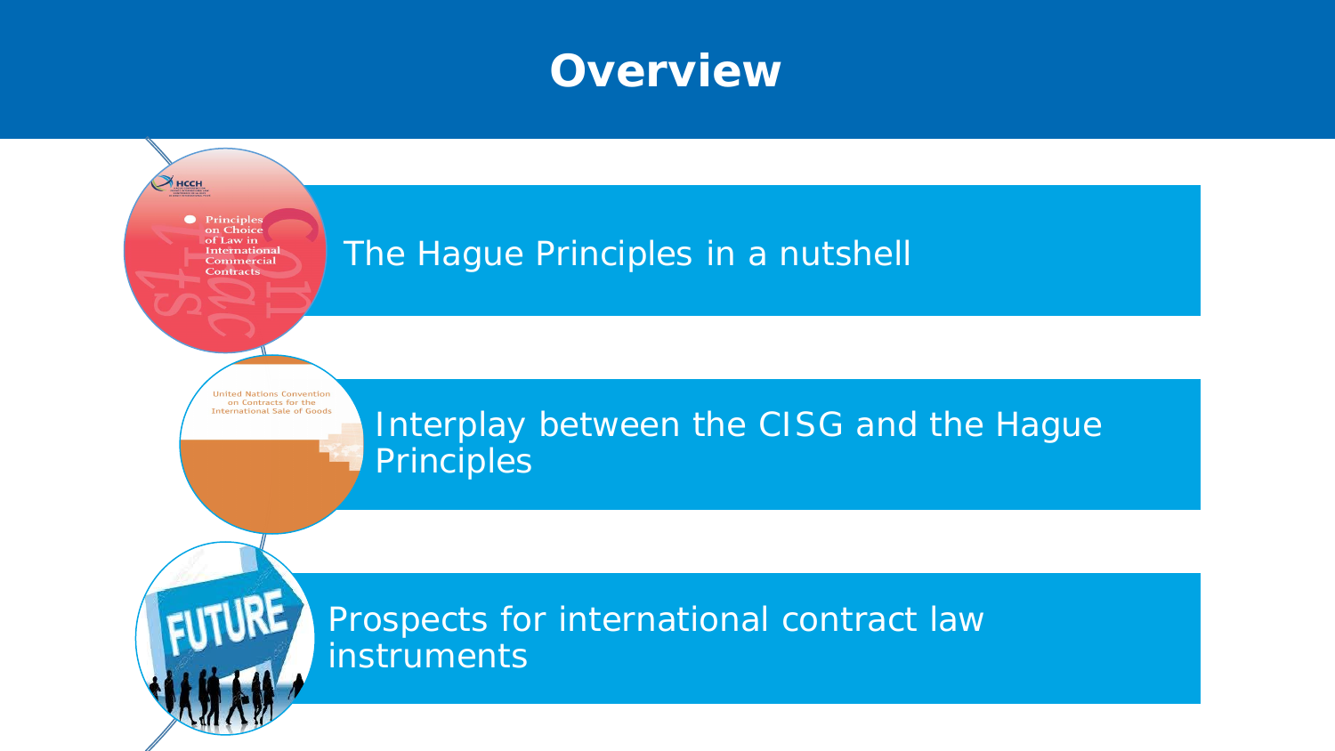# Overview

- The Hague Principles in a nutshell
- Interplay between the CISG and the Hague Principles
- Prospects for international contract law instruments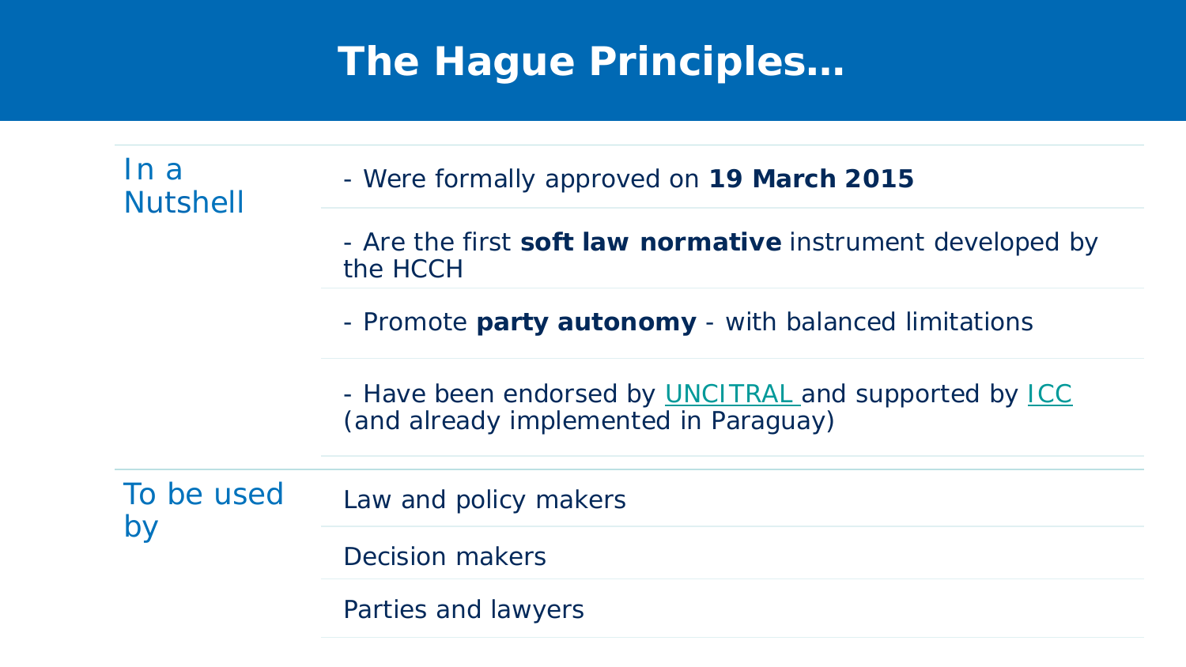# The Hague Principles…

| | |
|---|---|
| In a Nutshell | - Were formally approved on **19 March 2015** |
| | - Are the first **soft law normative** instrument developed by the HCCH |
| | - Promote **party autonomy** - with balanced limitations |
| | - Have been endorsed by UNCITRAL and supported by ICC (and already implemented in Paraguay) |
| To be used by | Law and policy makers |
| | Decision makers |
| | Parties and lawyers |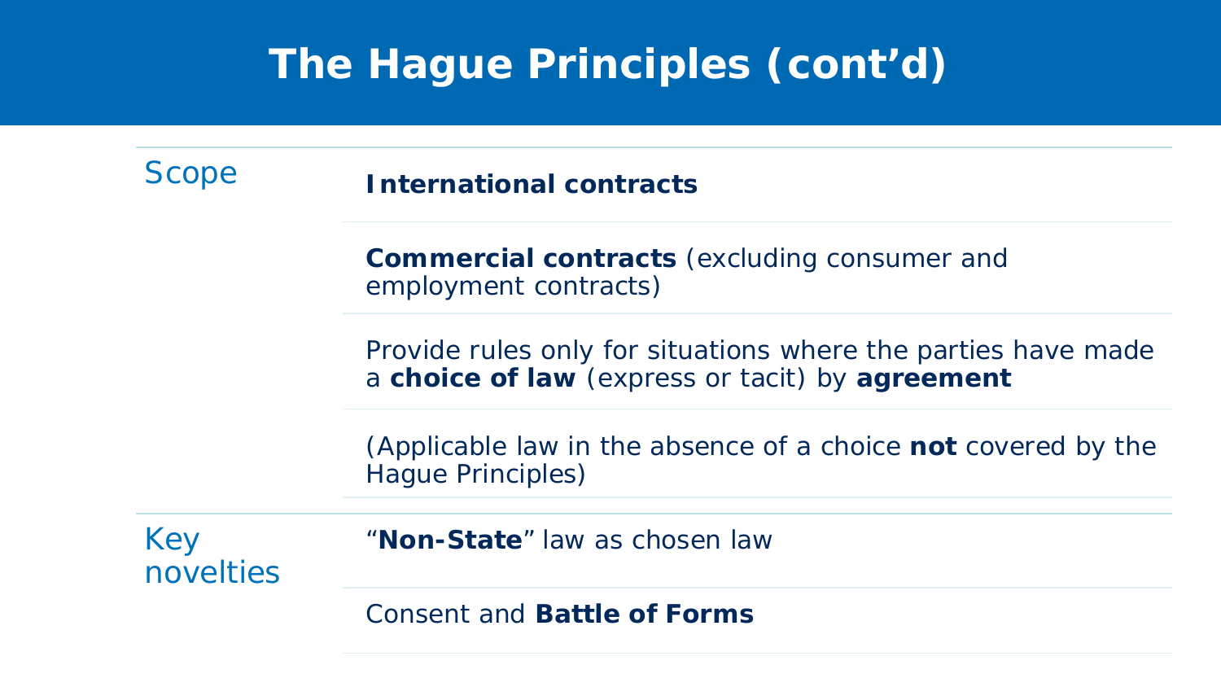# The Hague Principles (cont'd)

| | |
|---|---|
| Scope | **International contracts** |
| | **Commercial contracts** (excluding consumer and employment contracts) |
| | Provide rules only for situations where the parties have made a **choice of law** (express or tacit) by **agreement** |
| | (Applicable law in the absence of a choice **not** covered by the Hague Principles) |
| Key novelties | "**Non-State**" law as chosen law |
| | Consent and **Battle of Forms** |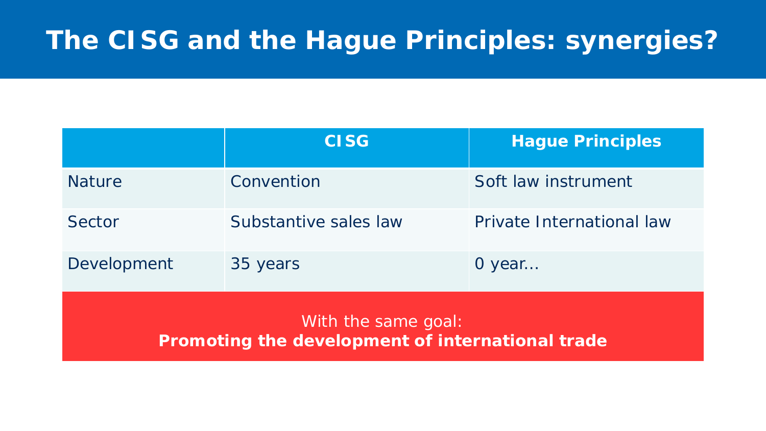# The CISG and the Hague Principles: synergies?

| | CISG | Hague Principles |
|---|---|---|
| Nature | Convention | Soft law instrument |
| Sector | Substantive sales law | Private International law |
| Development | 35 years | 0 year… |

With the same goal:
**Promoting the development of international trade**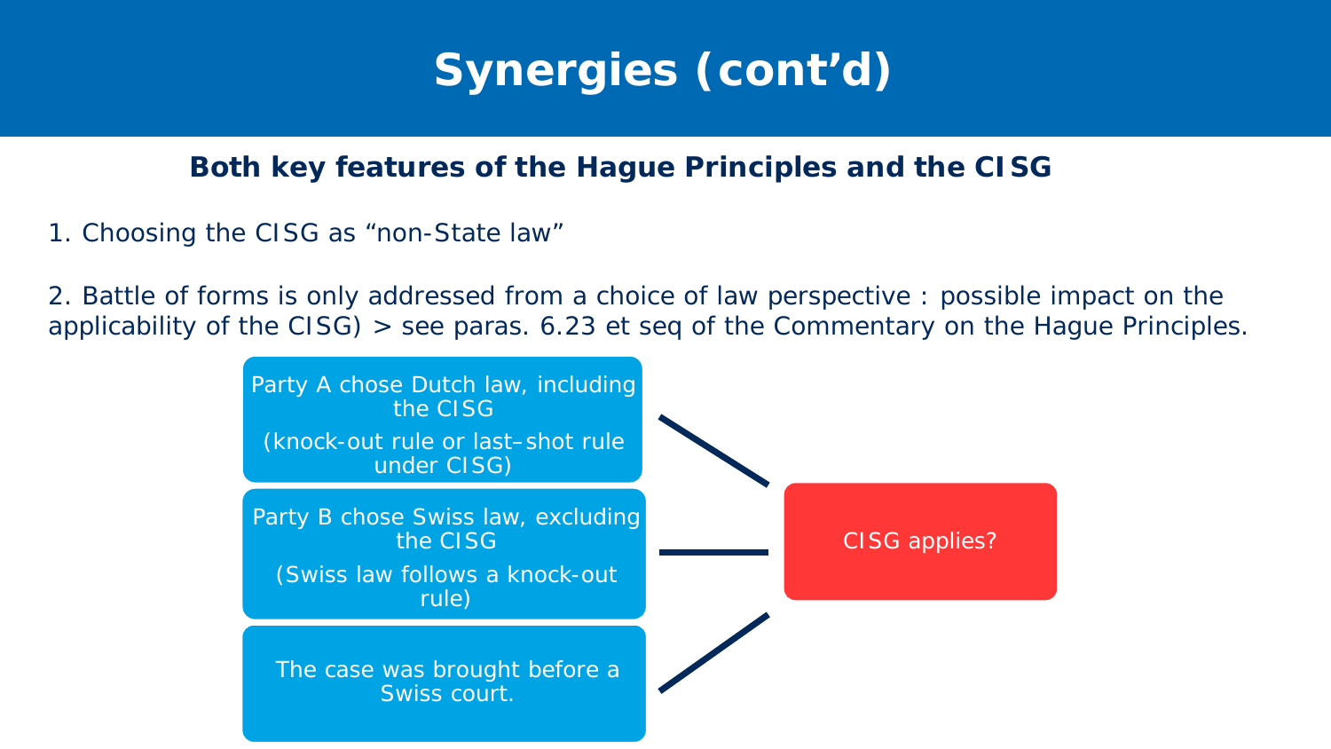# Synergies (cont'd)

**Both key features of the Hague Principles and the CISG**

1. Choosing the CISG as "non-State law"

2. Battle of forms is only addressed from a choice of law perspective : possible impact on the applicability of the CISG) > see paras. 6.23 et seq of the Commentary on the Hague Principles.

Party A chose Dutch law, including the CISG

(knock-out rule or last–shot rule under CISG)

Party B chose Swiss law, excluding the CISG

(Swiss law follows a knock-out rule)

The case was brought before a Swiss court.

CISG applies?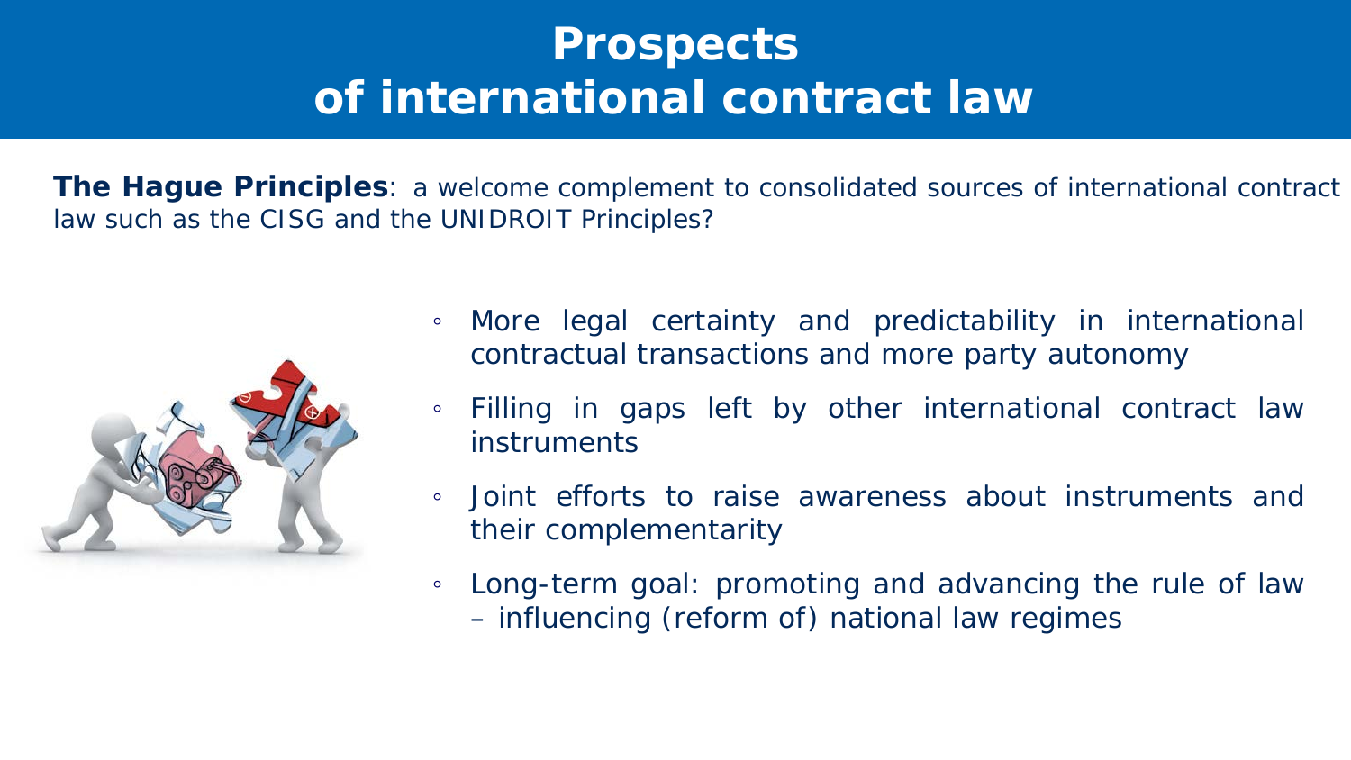# Prospects of international contract law

**The Hague Principles**: a welcome complement to consolidated sources of international contract law such as the CISG and the UNIDROIT Principles?

- More legal certainty and predictability in international contractual transactions and more party autonomy
- Filling in gaps left by other international contract law instruments
- Joint efforts to raise awareness about instruments and their complementarity
- Long-term goal: promoting and advancing the rule of law – influencing (reform of) national law regimes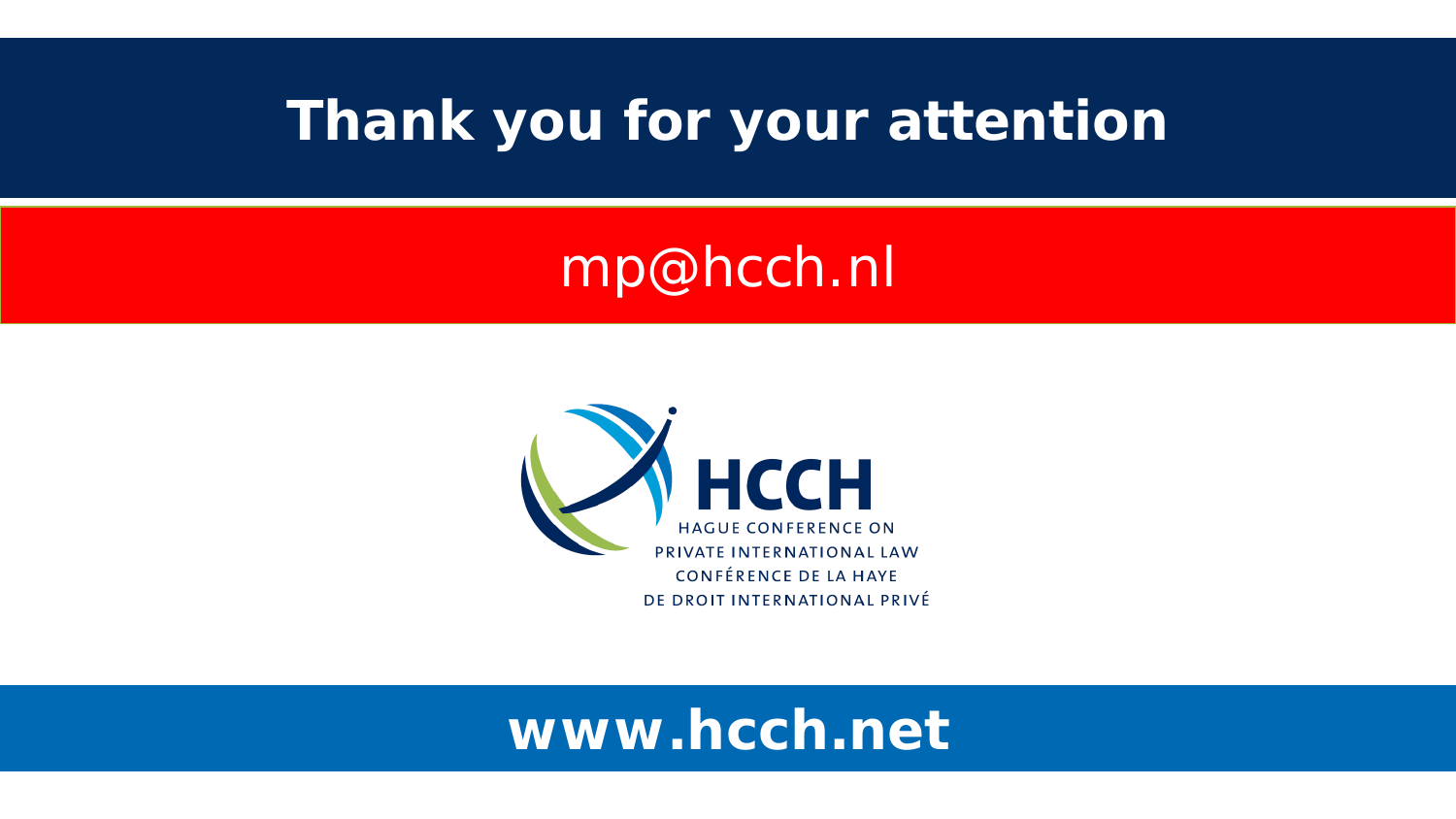# Thank you for your attention

mp@hcch.nl

HCCH

HAGUE CONFERENCE ON
PRIVATE INTERNATIONAL LAW
CONFÉRENCE DE LA HAYE
DE DROIT INTERNATIONAL PRIVÉ

**www.hcch.net**